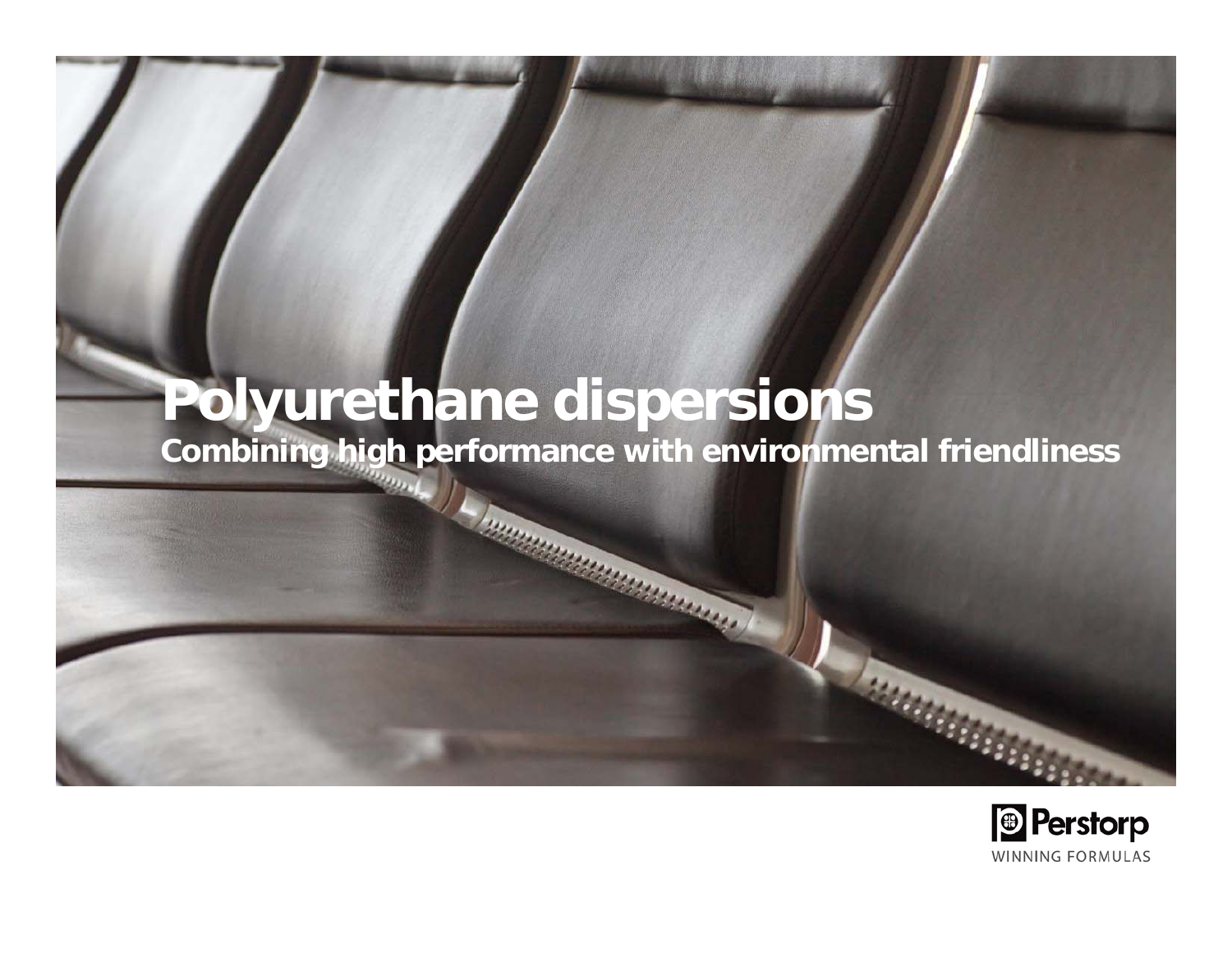# Polyurethane dispersions

**Combining high performance with environmental friendliness**

Perstorp

WINNING FORMULAS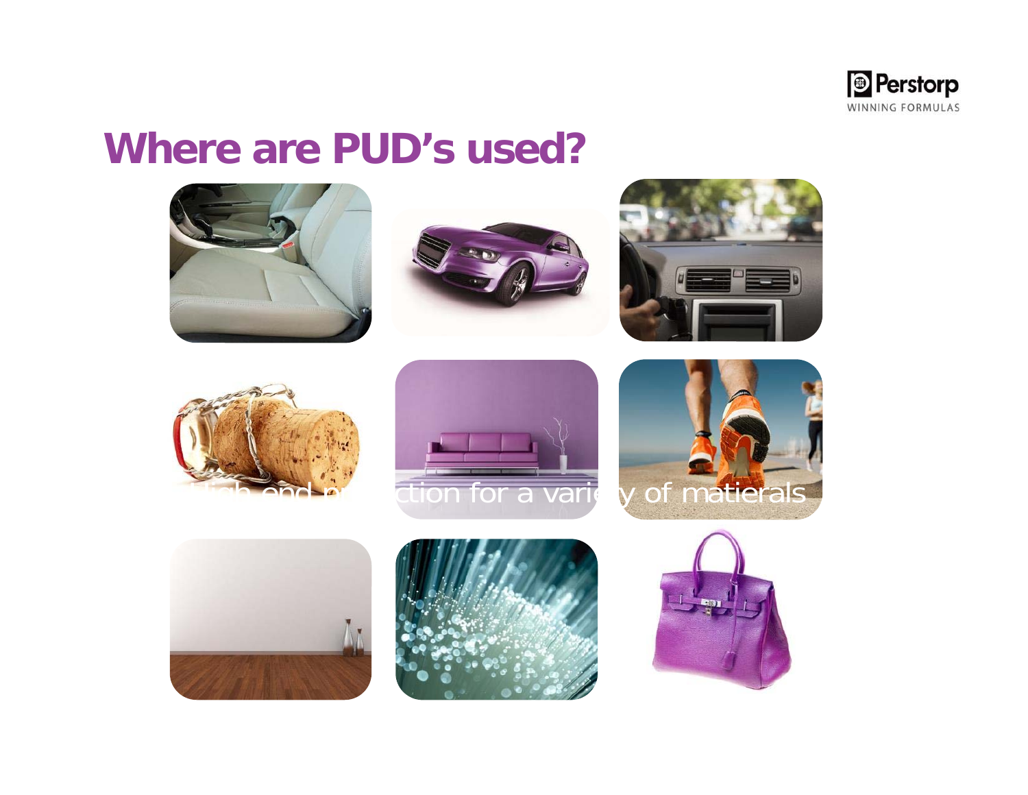# Where are PUD's used?

High end protection for a variety of matierals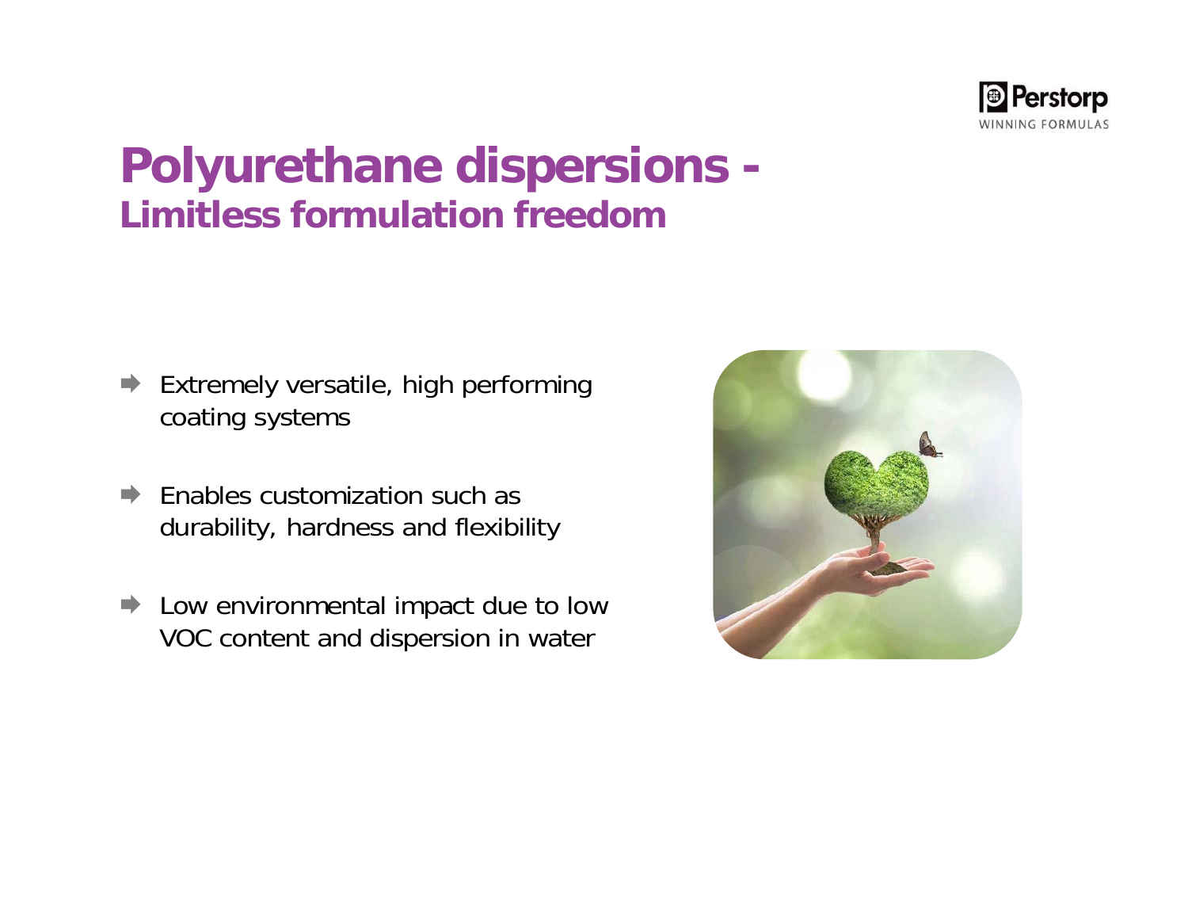# Polyurethane dispersions -
## Limitless formulation freedom

- Extremely versatile, high performing coating systems
- Enables customization such as durability, hardness and flexibility
- Low environmental impact due to low VOC content and dispersion in water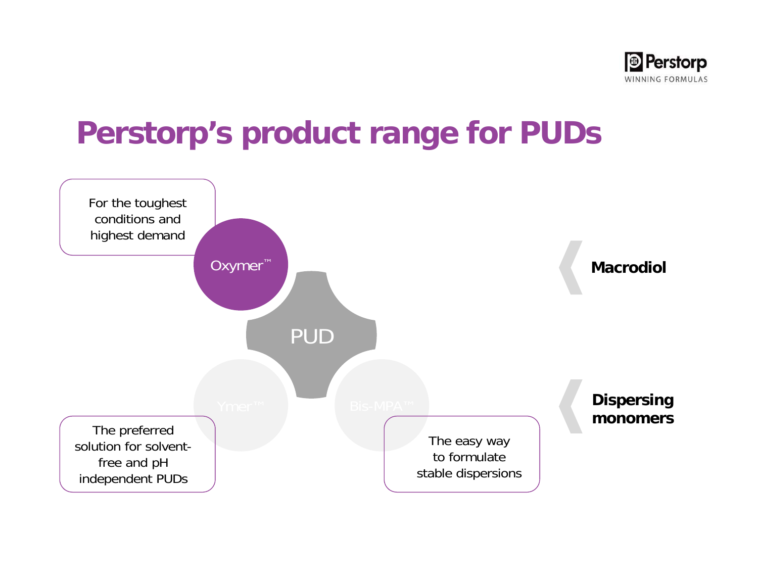# Perstorp's product range for PUDs

For the toughest conditions and highest demand

Oxymer™

PUD

Ymer™

Bis-MPA™

The preferred solution for solvent-free and pH independent PUDs

The easy way to formulate stable dispersions

**Macrodiol**

**Dispersing monomers**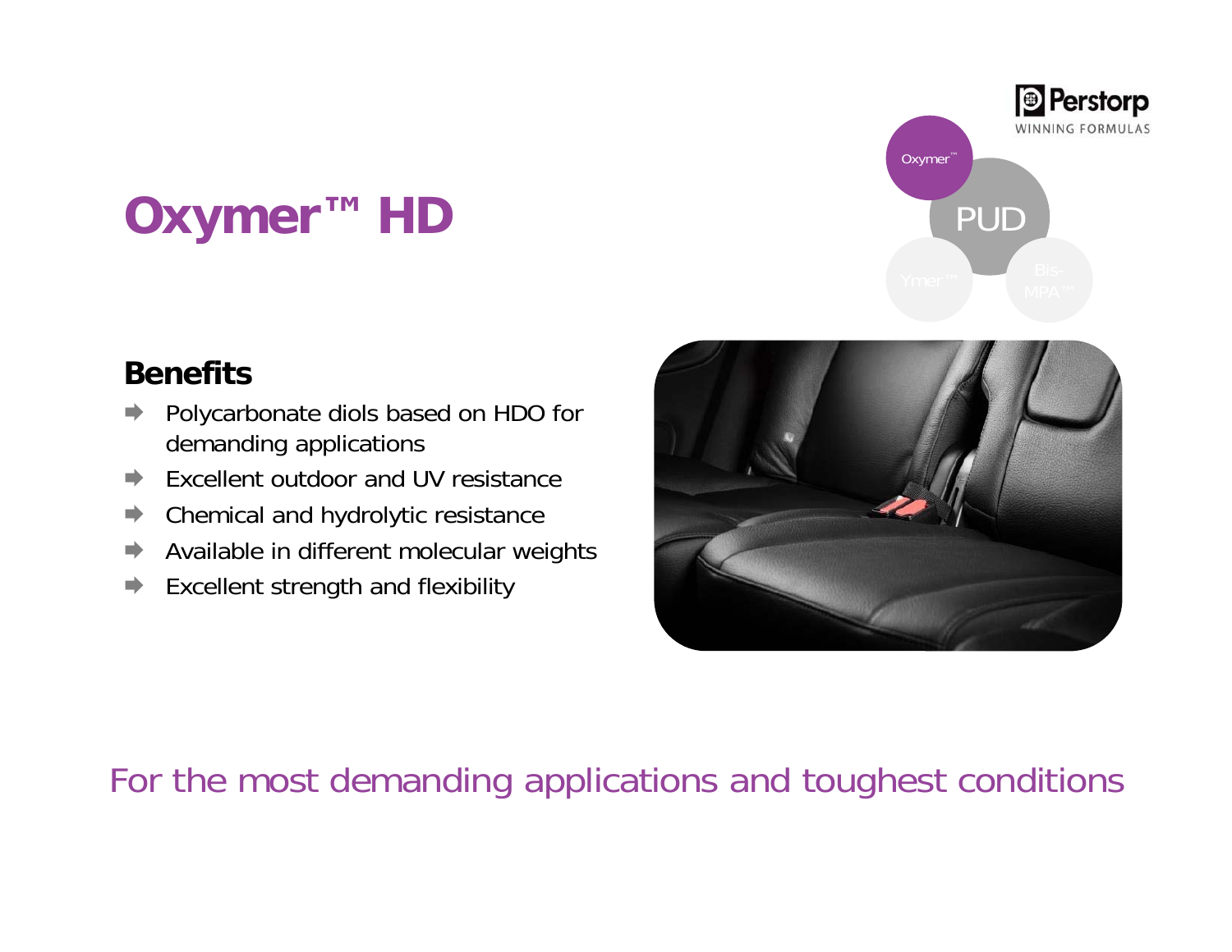# Oxymer™ HD

## Benefits

- Polycarbonate diols based on HDO for demanding applications
- Excellent outdoor and UV resistance
- Chemical and hydrolytic resistance
- Available in different molecular weights
- Excellent strength and flexibility

For the most demanding applications and toughest conditions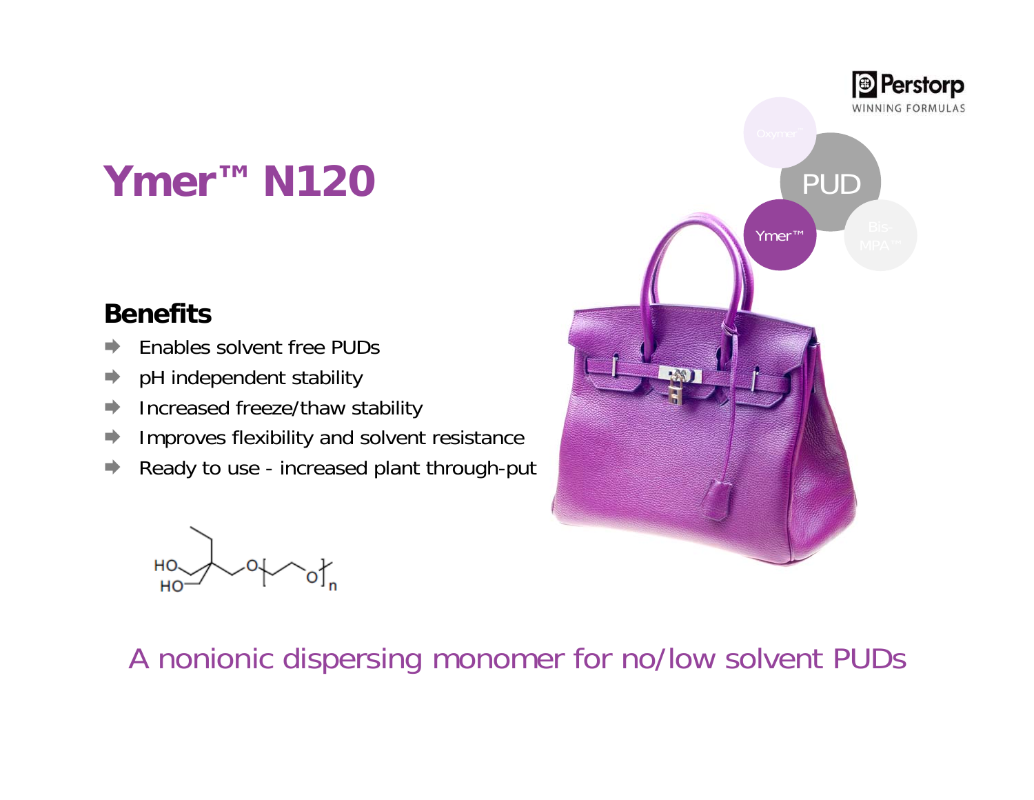# Ymer™ N120

## Benefits

- Enables solvent free PUDs
- pH independent stability
- Increased freeze/thaw stability
- Improves flexibility and solvent resistance
- Ready to use - increased plant through-put

A nonionic dispersing monomer for no/low solvent PUDs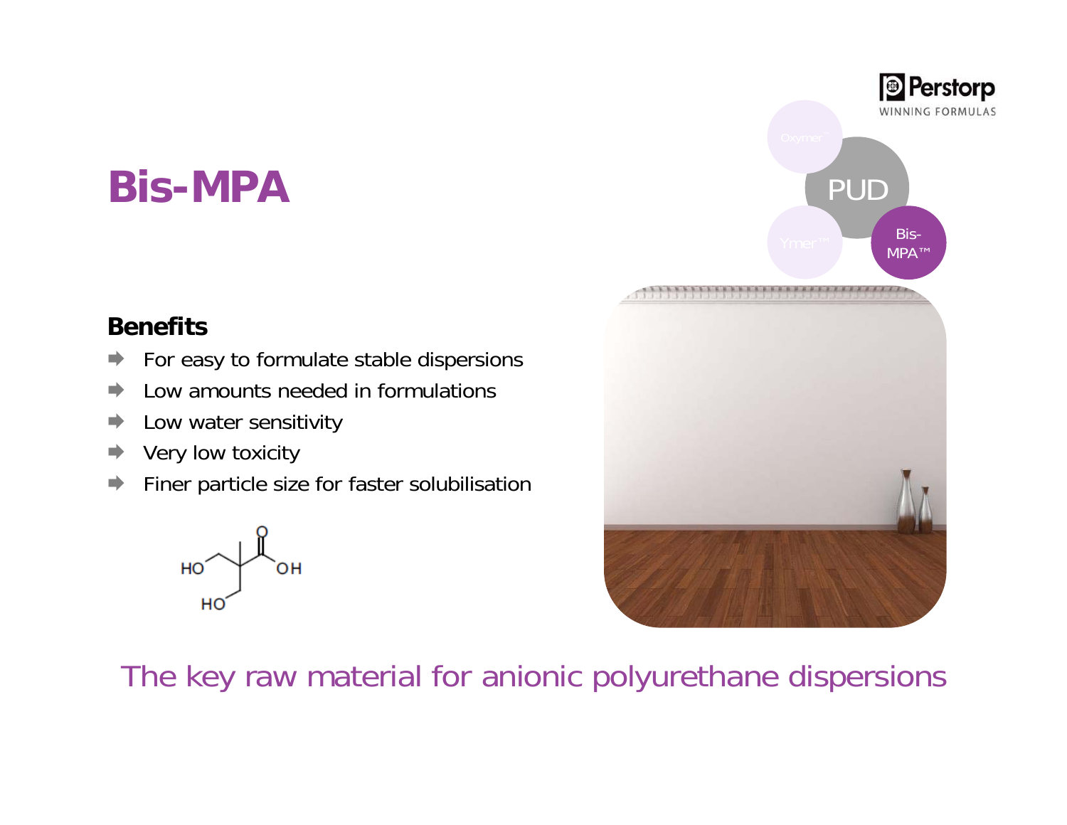# Bis-MPA

### Benefits

- For easy to formulate stable dispersions
- Low amounts needed in formulations
- Low water sensitivity
- Very low toxicity
- Finer particle size for faster solubilisation

The key raw material for anionic polyurethane dispersions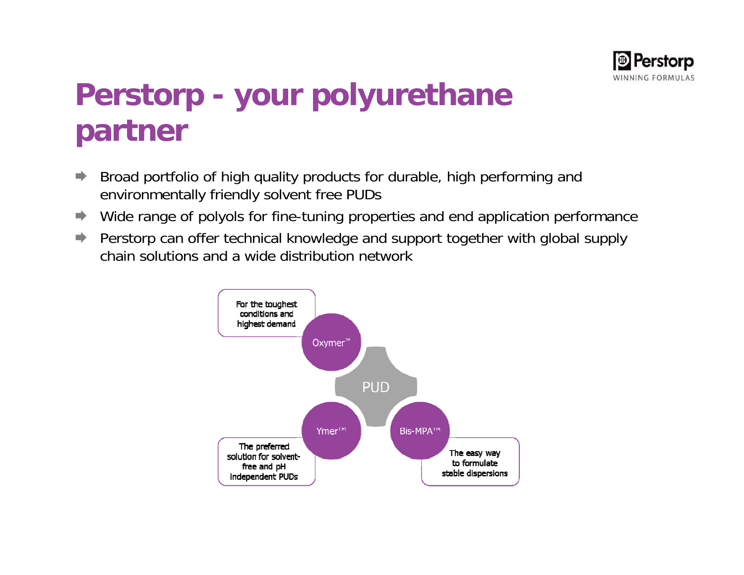# Perstorp - your polyurethane partner

- Broad portfolio of high quality products for durable, high performing and environmentally friendly solvent free PUDs
- Wide range of polyols for fine-tuning properties and end application performance
- Perstorp can offer technical knowledge and support together with global supply chain solutions and a wide distribution network

PUD

Oxymer™ – For the toughest conditions and highest demand

Ymer™ – The preferred solution for solvent-free and pH independent PUDs

Bis-MPA™ – The easy way to formulate stable dispersions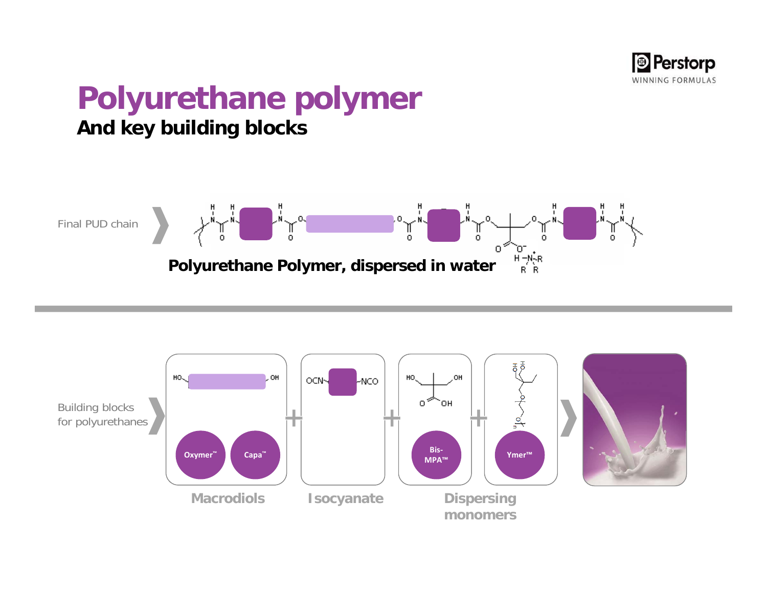# Polyurethane polymer

## And key building blocks

Final PUD chain

**Polyurethane Polymer, dispersed in water**

Building blocks for polyurethanes

- Macrodiols: Oxymer™, Capa™
- Isocyanate
- Dispersing monomers: Bis-MPA™, Ymer™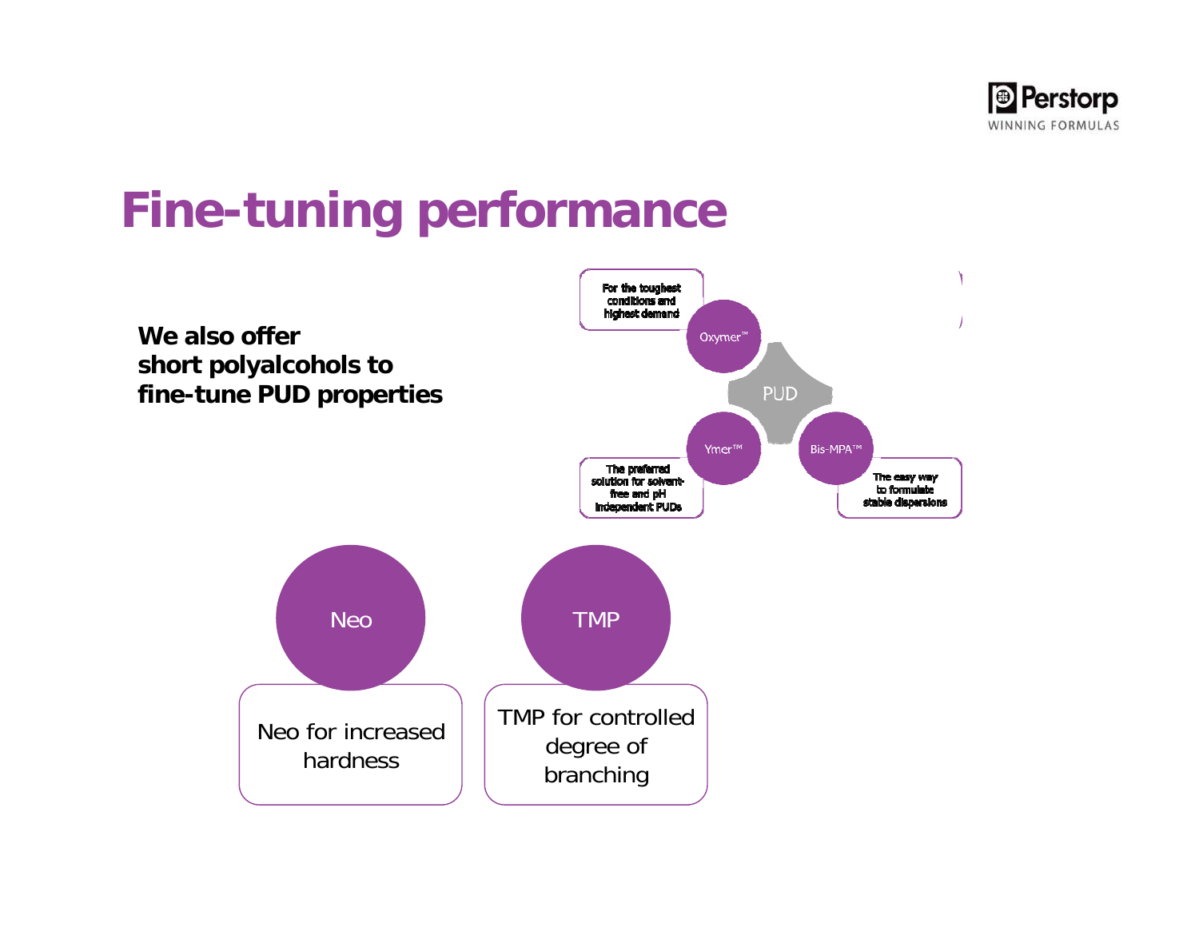# Fine-tuning performance

**We also offer short polyalcohols to fine-tune PUD properties**

For the toughest conditions and highest demand

Oxymer™

PUD

Ymer™

Bis-MPA™

The preferred solution for solvent-free and pH independent PUDs

The easy way to formulate stable dispersions

Neo

Neo for increased hardness

TMP

TMP for controlled degree of branching